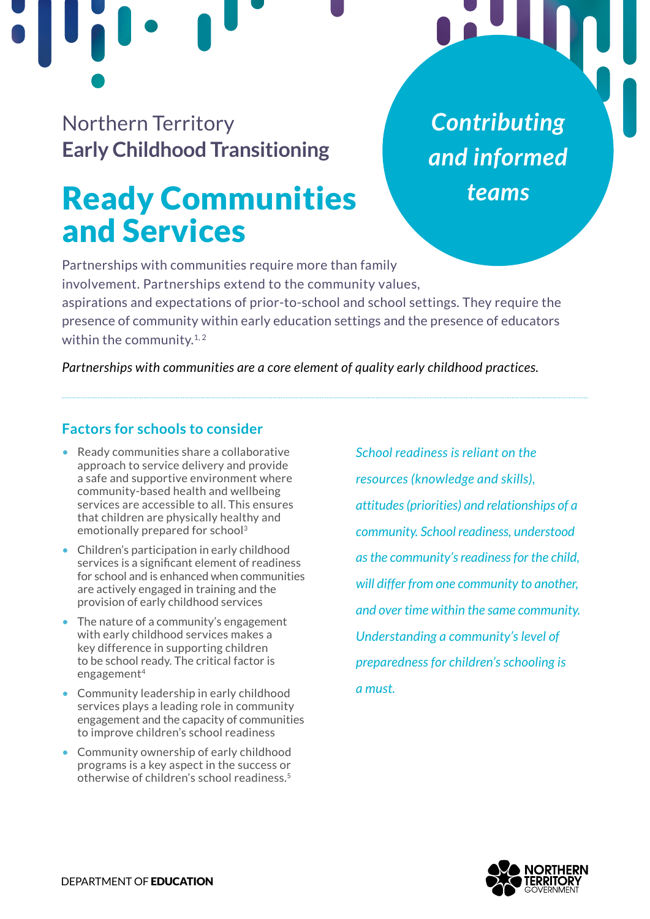Northern Territory
**Early Childhood Transitioning**

# Ready Communities and Services

*Contributing and informed teams*

Partnerships with communities require more than family involvement. Partnerships extend to the community values, aspirations and expectations of prior-to-school and school settings. They require the presence of community within early education settings and the presence of educators within the community.[1, 2]

*Partnerships with communities are a core element of quality early childhood practices.*

## Factors for schools to consider

- Ready communities share a collaborative approach to service delivery and provide a safe and supportive environment where community-based health and wellbeing services are accessible to all. This ensures that children are physically healthy and emotionally prepared for school[3]
- Children's participation in early childhood services is a significant element of readiness for school and is enhanced when communities are actively engaged in training and the provision of early childhood services
- The nature of a community's engagement with early childhood services makes a key difference in supporting children to be school ready. The critical factor is engagement[4]
- Community leadership in early childhood services plays a leading role in community engagement and the capacity of communities to improve children's school readiness
- Community ownership of early childhood programs is a key aspect in the success or otherwise of children's school readiness.[5]

*School readiness is reliant on the resources (knowledge and skills), attitudes (priorities) and relationships of a community. School readiness, understood as the community's readiness for the child, will differ from one community to another, and over time within the same community. Understanding a community's level of preparedness for children's schooling is a must.*

DEPARTMENT OF **EDUCATION**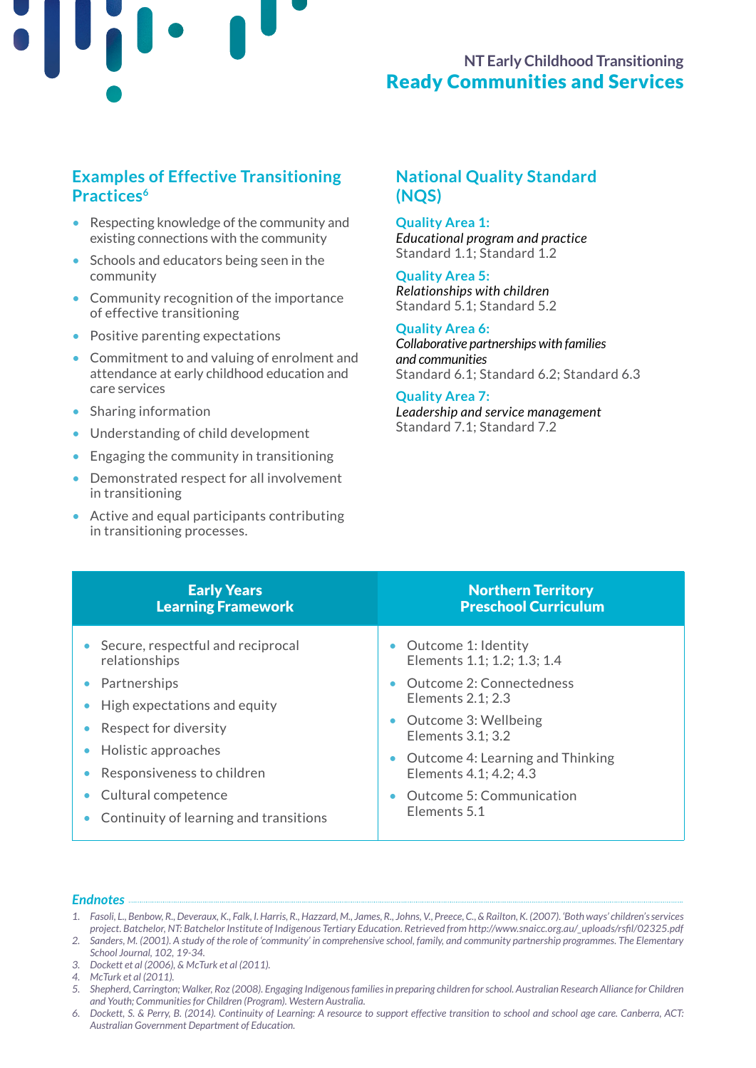## Examples of Effective Transitioning Practices[6]

- Respecting knowledge of the community and existing connections with the community
- Schools and educators being seen in the community
- Community recognition of the importance of effective transitioning
- Positive parenting expectations
- Commitment to and valuing of enrolment and attendance at early childhood education and care services
- Sharing information
- Understanding of child development
- Engaging the community in transitioning
- Demonstrated respect for all involvement in transitioning
- Active and equal participants contributing in transitioning processes.

## National Quality Standard (NQS)

**Quality Area 1:**
*Educational program and practice*
Standard 1.1; Standard 1.2

**Quality Area 5:**
*Relationships with children*
Standard 5.1; Standard 5.2

**Quality Area 6:**
*Collaborative partnerships with families and communities*
Standard 6.1; Standard 6.2; Standard 6.3

**Quality Area 7:**
*Leadership and service management*
Standard 7.1; Standard 7.2

| Early Years Learning Framework | Northern Territory Preschool Curriculum |
|---|---|
| • Secure, respectful and reciprocal relationships<br>• Partnerships<br>• High expectations and equity<br>• Respect for diversity<br>• Holistic approaches<br>• Responsiveness to children<br>• Cultural competence<br>• Continuity of learning and transitions | • Outcome 1: Identity Elements 1.1; 1.2; 1.3; 1.4<br>• Outcome 2: Connectedness Elements 2.1; 2.3<br>• Outcome 3: Wellbeing Elements 3.1; 3.2<br>• Outcome 4: Learning and Thinking Elements 4.1; 4.2; 4.3<br>• Outcome 5: Communication Elements 5.1 |

### Endnotes

1. Fasoli, L., Benbow, R., Deveraux, K., Falk, I. Harris, R., Hazzard, M., James, R., Johns, V., Preece, C., & Railton, K. (2007). 'Both ways' children's services project. Batchelor, NT: Batchelor Institute of Indigenous Tertiary Education. Retrieved from http://www.snaicc.org.au/_uploads/rsfil/02325.pdf
2. Sanders, M. (2001). A study of the role of 'community' in comprehensive school, family, and community partnership programmes. The Elementary School Journal, 102, 19-34.
3. Dockett et al (2006), & McTurk et al (2011).
4. McTurk et al (2011).
5. Shepherd, Carrington; Walker, Roz (2008). Engaging Indigenous families in preparing children for school. Australian Research Alliance for Children and Youth; Communities for Children (Program). Western Australia.
6. Dockett, S. & Perry, B. (2014). Continuity of Learning: A resource to support effective transition to school and school age care. Canberra, ACT: Australian Government Department of Education.